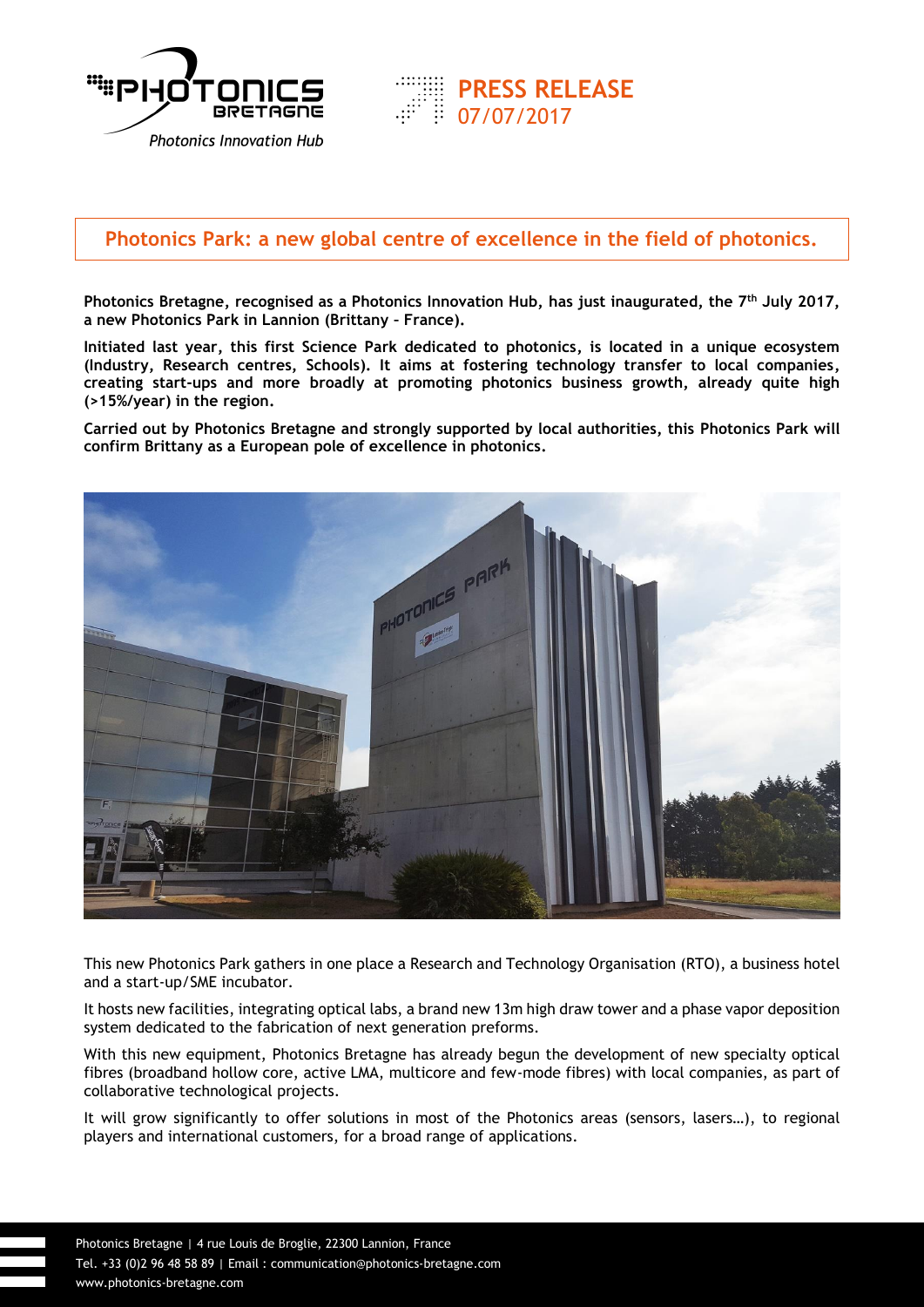PRESS RELEASE
07/07/2017

# Photonics Park: a new global centre of excellence in the field of photonics.

**Photonics Bretagne, recognised as a Photonics Innovation Hub, has just inaugurated, the 7th July 2017, a new Photonics Park in Lannion (Brittany – France).**

**Initiated last year, this first Science Park dedicated to photonics, is located in a unique ecosystem (Industry, Research centres, Schools). It aims at fostering technology transfer to local companies, creating start-ups and more broadly at promoting photonics business growth, already quite high (>15%/year) in the region.**

**Carried out by Photonics Bretagne and strongly supported by local authorities, this Photonics Park will confirm Brittany as a European pole of excellence in photonics.**

This new Photonics Park gathers in one place a Research and Technology Organisation (RTO), a business hotel and a start-up/SME incubator.

It hosts new facilities, integrating optical labs, a brand new 13m high draw tower and a phase vapor deposition system dedicated to the fabrication of next generation preforms.

With this new equipment, Photonics Bretagne has already begun the development of new specialty optical fibres (broadband hollow core, active LMA, multicore and few-mode fibres) with local companies, as part of collaborative technological projects.

It will grow significantly to offer solutions in most of the Photonics areas (sensors, lasers…), to regional players and international customers, for a broad range of applications.

Photonics Bretagne | 4 rue Louis de Broglie, 22300 Lannion, France
Tel. +33 (0)2 96 48 58 89 | Email : communication@photonics-bretagne.com
www.photonics-bretagne.com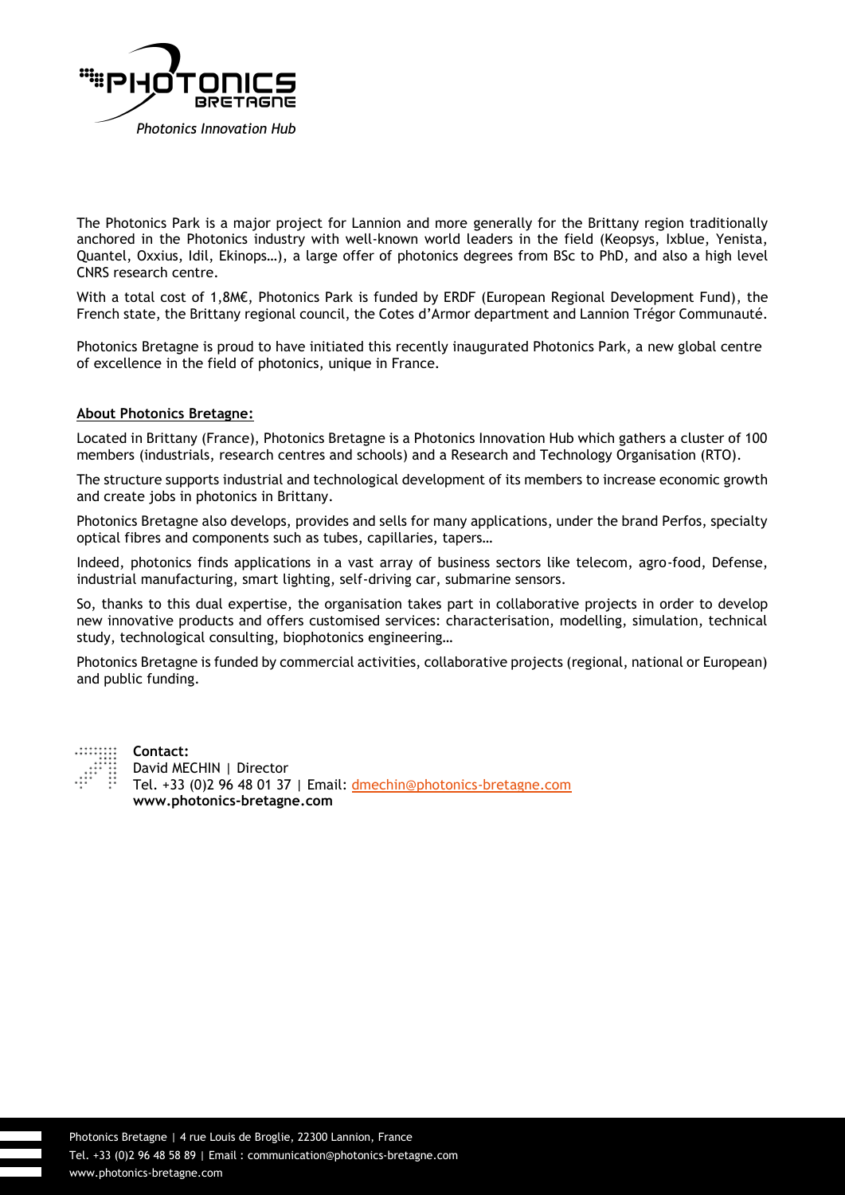The Photonics Park is a major project for Lannion and more generally for the Brittany region traditionally anchored in the Photonics industry with well-known world leaders in the field (Keopsys, Ixblue, Yenista, Quantel, Oxxius, Idil, Ekinops…), a large offer of photonics degrees from BSc to PhD, and also a high level CNRS research centre.

With a total cost of 1,8M€, Photonics Park is funded by ERDF (European Regional Development Fund), the French state, the Brittany regional council, the Cotes d'Armor department and Lannion Trégor Communauté.

Photonics Bretagne is proud to have initiated this recently inaugurated Photonics Park, a new global centre of excellence in the field of photonics, unique in France.

**About Photonics Bretagne:**

Located in Brittany (France), Photonics Bretagne is a Photonics Innovation Hub which gathers a cluster of 100 members (industrials, research centres and schools) and a Research and Technology Organisation (RTO).

The structure supports industrial and technological development of its members to increase economic growth and create jobs in photonics in Brittany.

Photonics Bretagne also develops, provides and sells for many applications, under the brand Perfos, specialty optical fibres and components such as tubes, capillaries, tapers…

Indeed, photonics finds applications in a vast array of business sectors like telecom, agro-food, Defense, industrial manufacturing, smart lighting, self-driving car, submarine sensors.

So, thanks to this dual expertise, the organisation takes part in collaborative projects in order to develop new innovative products and offers customised services: characterisation, modelling, simulation, technical study, technological consulting, biophotonics engineering…

Photonics Bretagne is funded by commercial activities, collaborative projects (regional, national or European) and public funding.

**Contact:**
David MECHIN | Director
Tel. +33 (0)2 96 48 01 37 | Email: dmechin@photonics-bretagne.com
**www.photonics-bretagne.com**

Photonics Bretagne | 4 rue Louis de Broglie, 22300 Lannion, France
Tel. +33 (0)2 96 48 58 89 | Email : communication@photonics-bretagne.com
www.photonics-bretagne.com